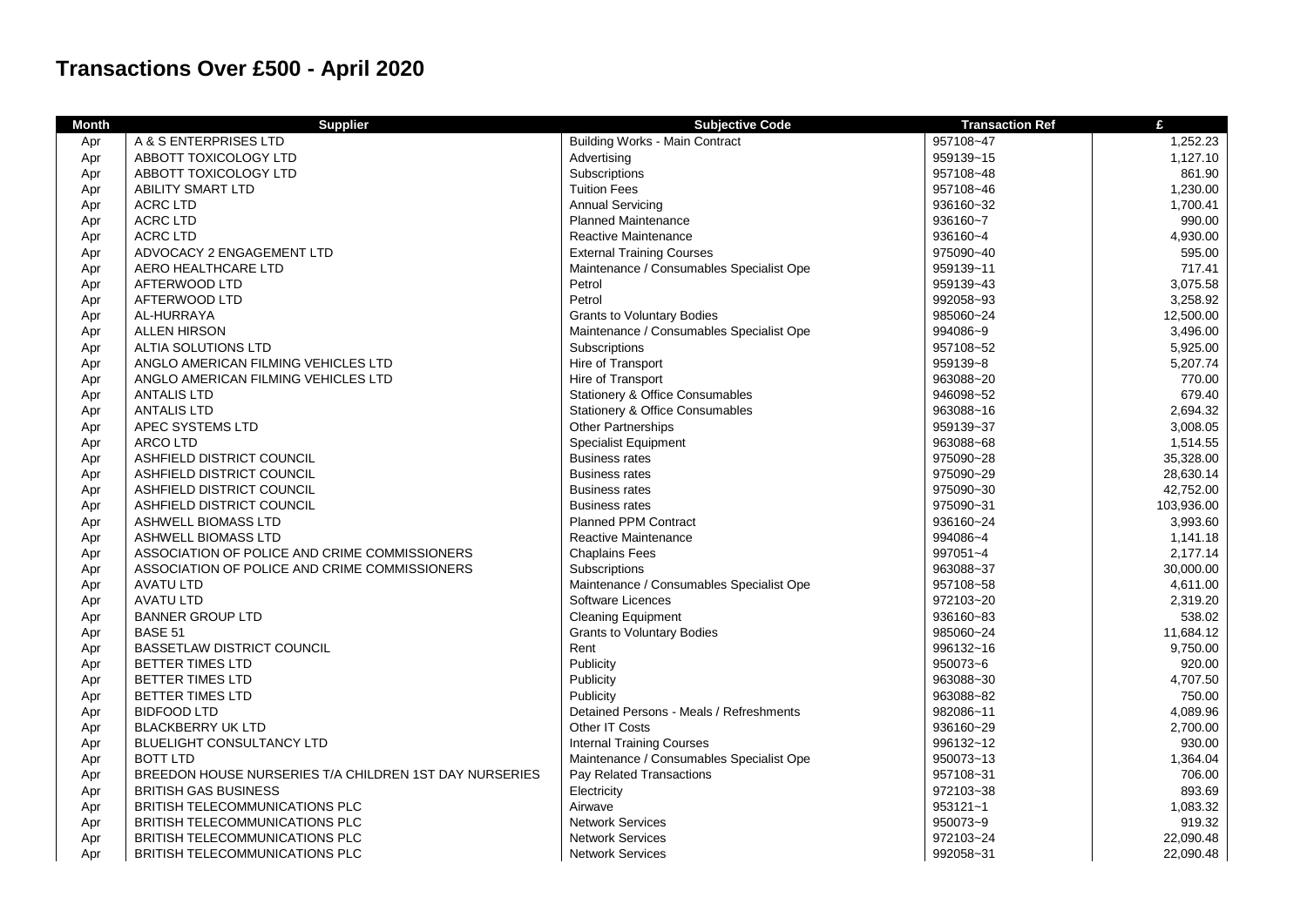# Transactions Over £500 - April 2020

| Month | Supplier | Subjective Code | Transaction Ref | £ |
|---|---|---|---|---|
| Apr | A & S ENTERPRISES LTD | Building Works - Main Contract | 957108~47 | 1,252.23 |
| Apr | ABBOTT TOXICOLOGY LTD | Advertising | 959139~15 | 1,127.10 |
| Apr | ABBOTT TOXICOLOGY LTD | Subscriptions | 957108~48 | 861.90 |
| Apr | ABILITY SMART LTD | Tuition Fees | 957108~46 | 1,230.00 |
| Apr | ACRC LTD | Annual Servicing | 936160~32 | 1,700.41 |
| Apr | ACRC LTD | Planned Maintenance | 936160~7 | 990.00 |
| Apr | ACRC LTD | Reactive Maintenance | 936160~4 | 4,930.00 |
| Apr | ADVOCACY 2 ENGAGEMENT LTD | External Training Courses | 975090~40 | 595.00 |
| Apr | AERO HEALTHCARE LTD | Maintenance / Consumables Specialist Ope | 959139~11 | 717.41 |
| Apr | AFTERWOOD LTD | Petrol | 959139~43 | 3,075.58 |
| Apr | AFTERWOOD LTD | Petrol | 992058~93 | 3,258.92 |
| Apr | AL-HURRAYA | Grants to Voluntary Bodies | 985060~24 | 12,500.00 |
| Apr | ALLEN HIRSON | Maintenance / Consumables Specialist Ope | 994086~9 | 3,496.00 |
| Apr | ALTIA SOLUTIONS LTD | Subscriptions | 957108~52 | 5,925.00 |
| Apr | ANGLO AMERICAN FILMING VEHICLES LTD | Hire of Transport | 959139~8 | 5,207.74 |
| Apr | ANGLO AMERICAN FILMING VEHICLES LTD | Hire of Transport | 963088~20 | 770.00 |
| Apr | ANTALIS LTD | Stationery & Office Consumables | 946098~52 | 679.40 |
| Apr | ANTALIS LTD | Stationery & Office Consumables | 963088~16 | 2,694.32 |
| Apr | APEC SYSTEMS LTD | Other Partnerships | 959139~37 | 3,008.05 |
| Apr | ARCO LTD | Specialist Equipment | 963088~68 | 1,514.55 |
| Apr | ASHFIELD DISTRICT COUNCIL | Business rates | 975090~28 | 35,328.00 |
| Apr | ASHFIELD DISTRICT COUNCIL | Business rates | 975090~29 | 28,630.14 |
| Apr | ASHFIELD DISTRICT COUNCIL | Business rates | 975090~30 | 42,752.00 |
| Apr | ASHFIELD DISTRICT COUNCIL | Business rates | 975090~31 | 103,936.00 |
| Apr | ASHWELL BIOMASS LTD | Planned PPM Contract | 936160~24 | 3,993.60 |
| Apr | ASHWELL BIOMASS LTD | Reactive Maintenance | 994086~4 | 1,141.18 |
| Apr | ASSOCIATION OF POLICE AND CRIME COMMISSIONERS | Chaplains Fees | 997051~4 | 2,177.14 |
| Apr | ASSOCIATION OF POLICE AND CRIME COMMISSIONERS | Subscriptions | 963088~37 | 30,000.00 |
| Apr | AVATU LTD | Maintenance / Consumables Specialist Ope | 957108~58 | 4,611.00 |
| Apr | AVATU LTD | Software Licences | 972103~20 | 2,319.20 |
| Apr | BANNER GROUP LTD | Cleaning Equipment | 936160~83 | 538.02 |
| Apr | BASE 51 | Grants to Voluntary Bodies | 985060~24 | 11,684.12 |
| Apr | BASSETLAW DISTRICT COUNCIL | Rent | 996132~16 | 9,750.00 |
| Apr | BETTER TIMES LTD | Publicity | 950073~6 | 920.00 |
| Apr | BETTER TIMES LTD | Publicity | 963088~30 | 4,707.50 |
| Apr | BETTER TIMES LTD | Publicity | 963088~82 | 750.00 |
| Apr | BIDFOOD LTD | Detained Persons - Meals / Refreshments | 982086~11 | 4,089.96 |
| Apr | BLACKBERRY UK LTD | Other IT Costs | 936160~29 | 2,700.00 |
| Apr | BLUELIGHT CONSULTANCY LTD | Internal Training Courses | 996132~12 | 930.00 |
| Apr | BOTT LTD | Maintenance / Consumables Specialist Ope | 950073~13 | 1,364.04 |
| Apr | BREEDON HOUSE NURSERIES T/A CHILDREN 1ST DAY NURSERIES | Pay Related Transactions | 957108~31 | 706.00 |
| Apr | BRITISH GAS BUSINESS | Electricity | 972103~38 | 893.69 |
| Apr | BRITISH TELECOMMUNICATIONS PLC | Airwave | 953121~1 | 1,083.32 |
| Apr | BRITISH TELECOMMUNICATIONS PLC | Network Services | 950073~9 | 919.32 |
| Apr | BRITISH TELECOMMUNICATIONS PLC | Network Services | 972103~24 | 22,090.48 |
| Apr | BRITISH TELECOMMUNICATIONS PLC | Network Services | 992058~31 | 22,090.48 |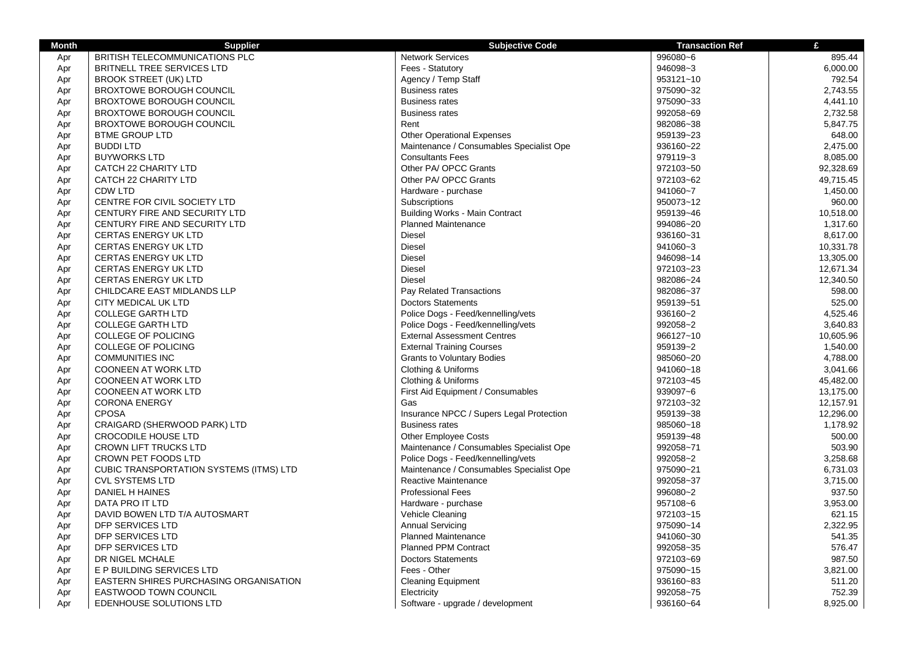| Month | Supplier | Subjective Code | Transaction Ref | £ |
|---|---|---|---|---|
| Apr | BRITISH TELECOMMUNICATIONS PLC | Network Services | 996080~6 | 895.44 |
| Apr | BRITNELL TREE SERVICES LTD | Fees - Statutory | 946098~3 | 6,000.00 |
| Apr | BROOK STREET (UK) LTD | Agency / Temp Staff | 953121~10 | 792.54 |
| Apr | BROXTOWE BOROUGH COUNCIL | Business rates | 975090~32 | 2,743.55 |
| Apr | BROXTOWE BOROUGH COUNCIL | Business rates | 975090~33 | 4,441.10 |
| Apr | BROXTOWE BOROUGH COUNCIL | Business rates | 992058~69 | 2,732.58 |
| Apr | BROXTOWE BOROUGH COUNCIL | Rent | 982086~38 | 5,847.75 |
| Apr | BTME GROUP LTD | Other Operational Expenses | 959139~23 | 648.00 |
| Apr | BUDDI LTD | Maintenance / Consumables Specialist Ope | 936160~22 | 2,475.00 |
| Apr | BUYWORKS LTD | Consultants Fees | 979119~3 | 8,085.00 |
| Apr | CATCH 22 CHARITY LTD | Other PA/ OPCC Grants | 972103~50 | 92,328.69 |
| Apr | CATCH 22 CHARITY LTD | Other PA/ OPCC Grants | 972103~62 | 49,715.45 |
| Apr | CDW LTD | Hardware - purchase | 941060~7 | 1,450.00 |
| Apr | CENTRE FOR CIVIL SOCIETY LTD | Subscriptions | 950073~12 | 960.00 |
| Apr | CENTURY FIRE AND SECURITY LTD | Building Works - Main Contract | 959139~46 | 10,518.00 |
| Apr | CENTURY FIRE AND SECURITY LTD | Planned Maintenance | 994086~20 | 1,317.60 |
| Apr | CERTAS ENERGY UK LTD | Diesel | 936160~31 | 8,617.00 |
| Apr | CERTAS ENERGY UK LTD | Diesel | 941060~3 | 10,331.78 |
| Apr | CERTAS ENERGY UK LTD | Diesel | 946098~14 | 13,305.00 |
| Apr | CERTAS ENERGY UK LTD | Diesel | 972103~23 | 12,671.34 |
| Apr | CERTAS ENERGY UK LTD | Diesel | 982086~24 | 12,340.50 |
| Apr | CHILDCARE EAST MIDLANDS LLP | Pay Related Transactions | 982086~37 | 598.00 |
| Apr | CITY MEDICAL UK LTD | Doctors Statements | 959139~51 | 525.00 |
| Apr | COLLEGE GARTH LTD | Police Dogs - Feed/kennelling/vets | 936160~2 | 4,525.46 |
| Apr | COLLEGE GARTH LTD | Police Dogs - Feed/kennelling/vets | 992058~2 | 3,640.83 |
| Apr | COLLEGE OF POLICING | External Assessment Centres | 966127~10 | 10,605.96 |
| Apr | COLLEGE OF POLICING | External Training Courses | 959139~2 | 1,540.00 |
| Apr | COMMUNITIES INC | Grants to Voluntary Bodies | 985060~20 | 4,788.00 |
| Apr | COONEEN AT WORK LTD | Clothing & Uniforms | 941060~18 | 3,041.66 |
| Apr | COONEEN AT WORK LTD | Clothing & Uniforms | 972103~45 | 45,482.00 |
| Apr | COONEEN AT WORK LTD | First Aid Equipment / Consumables | 939097~6 | 13,175.00 |
| Apr | CORONA ENERGY | Gas | 972103~32 | 12,157.91 |
| Apr | CPOSA | Insurance NPCC / Supers Legal Protection | 959139~38 | 12,296.00 |
| Apr | CRAIGARD (SHERWOOD PARK) LTD | Business rates | 985060~18 | 1,178.92 |
| Apr | CROCODILE HOUSE LTD | Other Employee Costs | 959139~48 | 500.00 |
| Apr | CROWN LIFT TRUCKS LTD | Maintenance / Consumables Specialist Ope | 992058~71 | 503.90 |
| Apr | CROWN PET FOODS LTD | Police Dogs - Feed/kennelling/vets | 992058~2 | 3,258.68 |
| Apr | CUBIC TRANSPORTATION SYSTEMS (ITMS) LTD | Maintenance / Consumables Specialist Ope | 975090~21 | 6,731.03 |
| Apr | CVL SYSTEMS LTD | Reactive Maintenance | 992058~37 | 3,715.00 |
| Apr | DANIEL H HAINES | Professional Fees | 996080~2 | 937.50 |
| Apr | DATA PRO IT LTD | Hardware - purchase | 957108~6 | 3,953.00 |
| Apr | DAVID BOWEN LTD T/A AUTOSMART | Vehicle Cleaning | 972103~15 | 621.15 |
| Apr | DFP SERVICES LTD | Annual Servicing | 975090~14 | 2,322.95 |
| Apr | DFP SERVICES LTD | Planned Maintenance | 941060~30 | 541.35 |
| Apr | DFP SERVICES LTD | Planned PPM Contract | 992058~35 | 576.47 |
| Apr | DR NIGEL MCHALE | Doctors Statements | 972103~69 | 987.50 |
| Apr | E P BUILDING SERVICES LTD | Fees - Other | 975090~15 | 3,821.00 |
| Apr | EASTERN SHIRES PURCHASING ORGANISATION | Cleaning Equipment | 936160~83 | 511.20 |
| Apr | EASTWOOD TOWN COUNCIL | Electricity | 992058~75 | 752.39 |
| Apr | EDENHOUSE SOLUTIONS LTD | Software - upgrade / development | 936160~64 | 8,925.00 |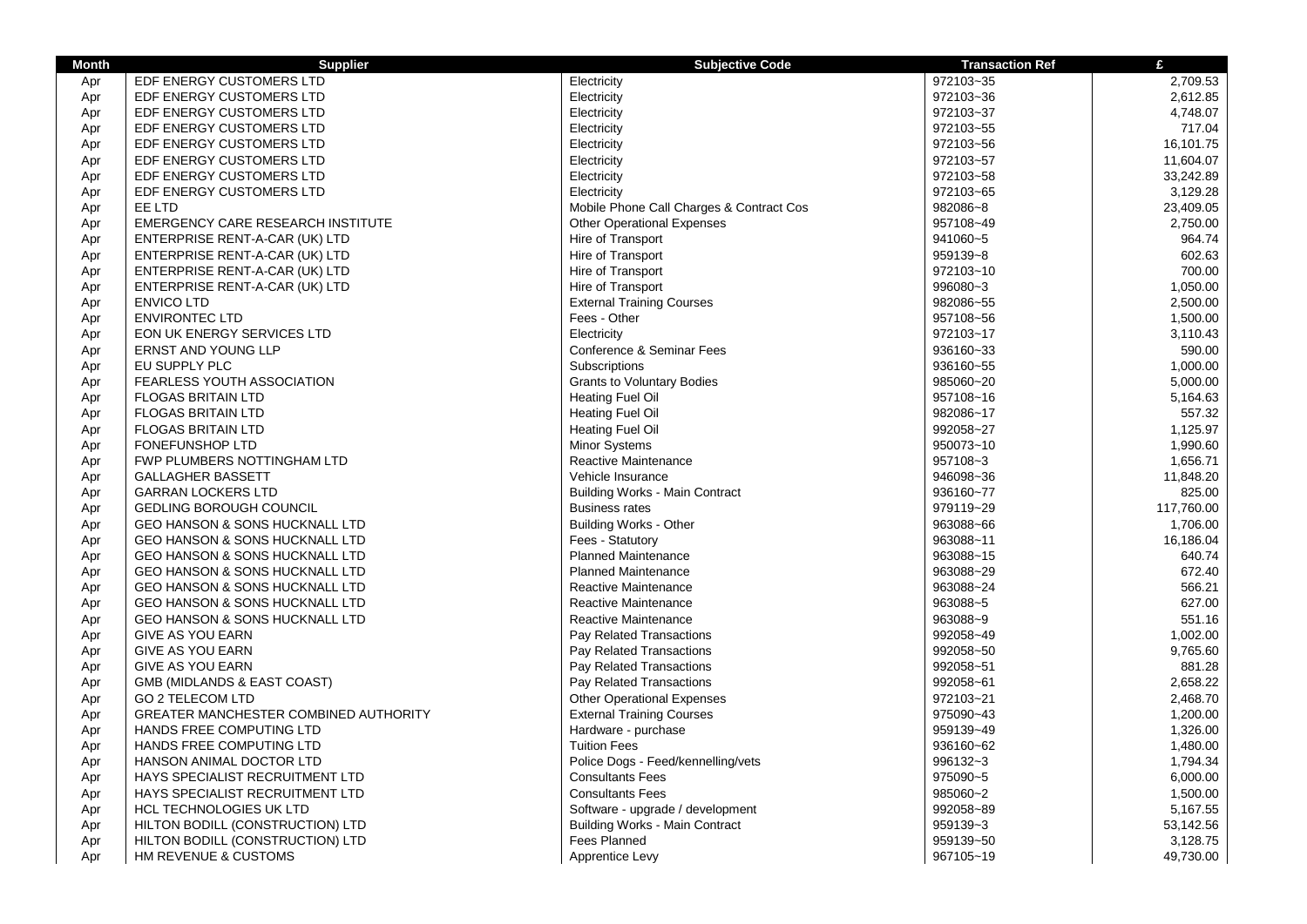| Month | Supplier | Subjective Code | Transaction Ref | £ |
|---|---|---|---|---|
| Apr | EDF ENERGY CUSTOMERS LTD | Electricity | 972103~35 | 2,709.53 |
| Apr | EDF ENERGY CUSTOMERS LTD | Electricity | 972103~36 | 2,612.85 |
| Apr | EDF ENERGY CUSTOMERS LTD | Electricity | 972103~37 | 4,748.07 |
| Apr | EDF ENERGY CUSTOMERS LTD | Electricity | 972103~55 | 717.04 |
| Apr | EDF ENERGY CUSTOMERS LTD | Electricity | 972103~56 | 16,101.75 |
| Apr | EDF ENERGY CUSTOMERS LTD | Electricity | 972103~57 | 11,604.07 |
| Apr | EDF ENERGY CUSTOMERS LTD | Electricity | 972103~58 | 33,242.89 |
| Apr | EDF ENERGY CUSTOMERS LTD | Electricity | 972103~65 | 3,129.28 |
| Apr | EE LTD | Mobile Phone Call Charges & Contract Cos | 982086~8 | 23,409.05 |
| Apr | EMERGENCY CARE RESEARCH INSTITUTE | Other Operational Expenses | 957108~49 | 2,750.00 |
| Apr | ENTERPRISE RENT-A-CAR (UK) LTD | Hire of Transport | 941060~5 | 964.74 |
| Apr | ENTERPRISE RENT-A-CAR (UK) LTD | Hire of Transport | 959139~8 | 602.63 |
| Apr | ENTERPRISE RENT-A-CAR (UK) LTD | Hire of Transport | 972103~10 | 700.00 |
| Apr | ENTERPRISE RENT-A-CAR (UK) LTD | Hire of Transport | 996080~3 | 1,050.00 |
| Apr | ENVICO LTD | External Training Courses | 982086~55 | 2,500.00 |
| Apr | ENVIRONTEC LTD | Fees - Other | 957108~56 | 1,500.00 |
| Apr | EON UK ENERGY SERVICES LTD | Electricity | 972103~17 | 3,110.43 |
| Apr | ERNST AND YOUNG LLP | Conference & Seminar Fees | 936160~33 | 590.00 |
| Apr | EU SUPPLY PLC | Subscriptions | 936160~55 | 1,000.00 |
| Apr | FEARLESS YOUTH ASSOCIATION | Grants to Voluntary Bodies | 985060~20 | 5,000.00 |
| Apr | FLOGAS BRITAIN LTD | Heating Fuel Oil | 957108~16 | 5,164.63 |
| Apr | FLOGAS BRITAIN LTD | Heating Fuel Oil | 982086~17 | 557.32 |
| Apr | FLOGAS BRITAIN LTD | Heating Fuel Oil | 992058~27 | 1,125.97 |
| Apr | FONEFUNSHOP LTD | Minor Systems | 950073~10 | 1,990.60 |
| Apr | FWP PLUMBERS NOTTINGHAM LTD | Reactive Maintenance | 957108~3 | 1,656.71 |
| Apr | GALLAGHER BASSETT | Vehicle Insurance | 946098~36 | 11,848.20 |
| Apr | GARRAN LOCKERS LTD | Building Works - Main Contract | 936160~77 | 825.00 |
| Apr | GEDLING BOROUGH COUNCIL | Business rates | 979119~29 | 117,760.00 |
| Apr | GEO HANSON & SONS HUCKNALL LTD | Building Works - Other | 963088~66 | 1,706.00 |
| Apr | GEO HANSON & SONS HUCKNALL LTD | Fees - Statutory | 963088~11 | 16,186.04 |
| Apr | GEO HANSON & SONS HUCKNALL LTD | Planned Maintenance | 963088~15 | 640.74 |
| Apr | GEO HANSON & SONS HUCKNALL LTD | Planned Maintenance | 963088~29 | 672.40 |
| Apr | GEO HANSON & SONS HUCKNALL LTD | Reactive Maintenance | 963088~24 | 566.21 |
| Apr | GEO HANSON & SONS HUCKNALL LTD | Reactive Maintenance | 963088~5 | 627.00 |
| Apr | GEO HANSON & SONS HUCKNALL LTD | Reactive Maintenance | 963088~9 | 551.16 |
| Apr | GIVE AS YOU EARN | Pay Related Transactions | 992058~49 | 1,002.00 |
| Apr | GIVE AS YOU EARN | Pay Related Transactions | 992058~50 | 9,765.60 |
| Apr | GIVE AS YOU EARN | Pay Related Transactions | 992058~51 | 881.28 |
| Apr | GMB (MIDLANDS & EAST COAST) | Pay Related Transactions | 992058~61 | 2,658.22 |
| Apr | GO 2 TELECOM LTD | Other Operational Expenses | 972103~21 | 2,468.70 |
| Apr | GREATER MANCHESTER COMBINED AUTHORITY | External Training Courses | 975090~43 | 1,200.00 |
| Apr | HANDS FREE COMPUTING LTD | Hardware - purchase | 959139~49 | 1,326.00 |
| Apr | HANDS FREE COMPUTING LTD | Tuition Fees | 936160~62 | 1,480.00 |
| Apr | HANSON ANIMAL DOCTOR LTD | Police Dogs - Feed/kennelling/vets | 996132~3 | 1,794.34 |
| Apr | HAYS SPECIALIST RECRUITMENT LTD | Consultants Fees | 975090~5 | 6,000.00 |
| Apr | HAYS SPECIALIST RECRUITMENT LTD | Consultants Fees | 985060~2 | 1,500.00 |
| Apr | HCL TECHNOLOGIES UK LTD | Software - upgrade / development | 992058~89 | 5,167.55 |
| Apr | HILTON BODILL (CONSTRUCTION) LTD | Building Works - Main Contract | 959139~3 | 53,142.56 |
| Apr | HILTON BODILL (CONSTRUCTION) LTD | Fees Planned | 959139~50 | 3,128.75 |
| Apr | HM REVENUE & CUSTOMS | Apprentice Levy | 967105~19 | 49,730.00 |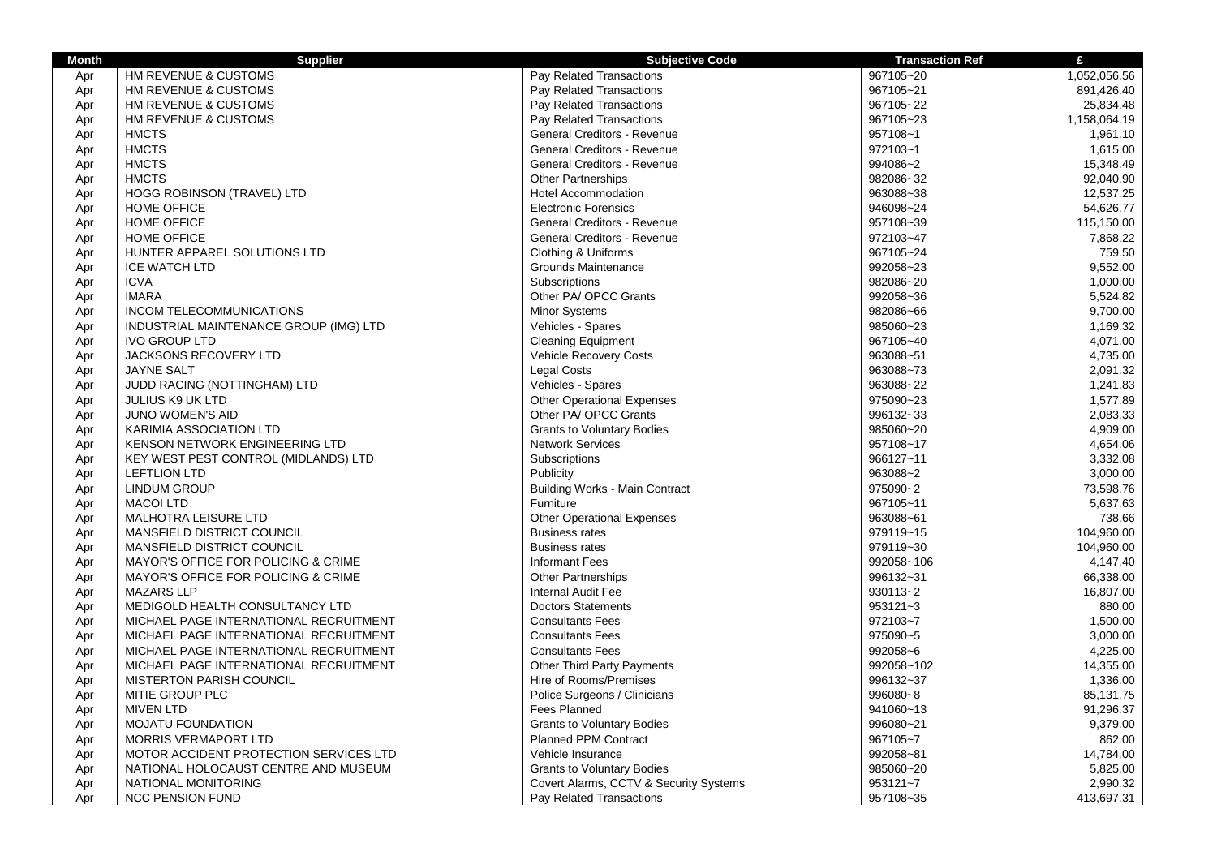| Month | Supplier | Subjective Code | Transaction Ref | £ |
|---|---|---|---|---|
| Apr | HM REVENUE & CUSTOMS | Pay Related Transactions | 967105~20 | 1,052,056.56 |
| Apr | HM REVENUE & CUSTOMS | Pay Related Transactions | 967105~21 | 891,426.40 |
| Apr | HM REVENUE & CUSTOMS | Pay Related Transactions | 967105~22 | 25,834.48 |
| Apr | HM REVENUE & CUSTOMS | Pay Related Transactions | 967105~23 | 1,158,064.19 |
| Apr | HMCTS | General Creditors - Revenue | 957108~1 | 1,961.10 |
| Apr | HMCTS | General Creditors - Revenue | 972103~1 | 1,615.00 |
| Apr | HMCTS | General Creditors - Revenue | 994086~2 | 15,348.49 |
| Apr | HMCTS | Other Partnerships | 982086~32 | 92,040.90 |
| Apr | HOGG ROBINSON (TRAVEL) LTD | Hotel Accommodation | 963088~38 | 12,537.25 |
| Apr | HOME OFFICE | Electronic Forensics | 946098~24 | 54,626.77 |
| Apr | HOME OFFICE | General Creditors - Revenue | 957108~39 | 115,150.00 |
| Apr | HOME OFFICE | General Creditors - Revenue | 972103~47 | 7,868.22 |
| Apr | HUNTER APPAREL SOLUTIONS LTD | Clothing & Uniforms | 967105~24 | 759.50 |
| Apr | ICE WATCH LTD | Grounds Maintenance | 992058~23 | 9,552.00 |
| Apr | ICVA | Subscriptions | 982086~20 | 1,000.00 |
| Apr | IMARA | Other PA/ OPCC Grants | 992058~36 | 5,524.82 |
| Apr | INCOM TELECOMMUNICATIONS | Minor Systems | 982086~66 | 9,700.00 |
| Apr | INDUSTRIAL MAINTENANCE GROUP (IMG) LTD | Vehicles - Spares | 985060~23 | 1,169.32 |
| Apr | IVO GROUP LTD | Cleaning Equipment | 967105~40 | 4,071.00 |
| Apr | JACKSONS RECOVERY LTD | Vehicle Recovery Costs | 963088~51 | 4,735.00 |
| Apr | JAYNE SALT | Legal Costs | 963088~73 | 2,091.32 |
| Apr | JUDD RACING (NOTTINGHAM) LTD | Vehicles - Spares | 963088~22 | 1,241.83 |
| Apr | JULIUS K9 UK LTD | Other Operational Expenses | 975090~23 | 1,577.89 |
| Apr | JUNO WOMEN'S AID | Other PA/ OPCC Grants | 996132~33 | 2,083.33 |
| Apr | KARIMIA ASSOCIATION LTD | Grants to Voluntary Bodies | 985060~20 | 4,909.00 |
| Apr | KENSON NETWORK ENGINEERING LTD | Network Services | 957108~17 | 4,654.06 |
| Apr | KEY WEST PEST CONTROL (MIDLANDS) LTD | Subscriptions | 966127~11 | 3,332.08 |
| Apr | LEFTLION LTD | Publicity | 963088~2 | 3,000.00 |
| Apr | LINDUM GROUP | Building Works - Main Contract | 975090~2 | 73,598.76 |
| Apr | MACOI LTD | Furniture | 967105~11 | 5,637.63 |
| Apr | MALHOTRA LEISURE LTD | Other Operational Expenses | 963088~61 | 738.66 |
| Apr | MANSFIELD DISTRICT COUNCIL | Business rates | 979119~15 | 104,960.00 |
| Apr | MANSFIELD DISTRICT COUNCIL | Business rates | 979119~30 | 104,960.00 |
| Apr | MAYOR'S OFFICE FOR POLICING & CRIME | Informant Fees | 992058~106 | 4,147.40 |
| Apr | MAYOR'S OFFICE FOR POLICING & CRIME | Other Partnerships | 996132~31 | 66,338.00 |
| Apr | MAZARS LLP | Internal Audit Fee | 930113~2 | 16,807.00 |
| Apr | MEDIGOLD HEALTH CONSULTANCY LTD | Doctors Statements | 953121~3 | 880.00 |
| Apr | MICHAEL PAGE INTERNATIONAL RECRUITMENT | Consultants Fees | 972103~7 | 1,500.00 |
| Apr | MICHAEL PAGE INTERNATIONAL RECRUITMENT | Consultants Fees | 975090~5 | 3,000.00 |
| Apr | MICHAEL PAGE INTERNATIONAL RECRUITMENT | Consultants Fees | 992058~6 | 4,225.00 |
| Apr | MICHAEL PAGE INTERNATIONAL RECRUITMENT | Other Third Party Payments | 992058~102 | 14,355.00 |
| Apr | MISTERTON PARISH COUNCIL | Hire of Rooms/Premises | 996132~37 | 1,336.00 |
| Apr | MITIE GROUP PLC | Police Surgeons / Clinicians | 996080~8 | 85,131.75 |
| Apr | MIVEN LTD | Fees Planned | 941060~13 | 91,296.37 |
| Apr | MOJATU FOUNDATION | Grants to Voluntary Bodies | 996080~21 | 9,379.00 |
| Apr | MORRIS VERMAPORT LTD | Planned PPM Contract | 967105~7 | 862.00 |
| Apr | MOTOR ACCIDENT PROTECTION SERVICES LTD | Vehicle Insurance | 992058~81 | 14,784.00 |
| Apr | NATIONAL HOLOCAUST CENTRE AND MUSEUM | Grants to Voluntary Bodies | 985060~20 | 5,825.00 |
| Apr | NATIONAL MONITORING | Covert Alarms, CCTV & Security Systems | 953121~7 | 2,990.32 |
| Apr | NCC PENSION FUND | Pay Related Transactions | 957108~35 | 413,697.31 |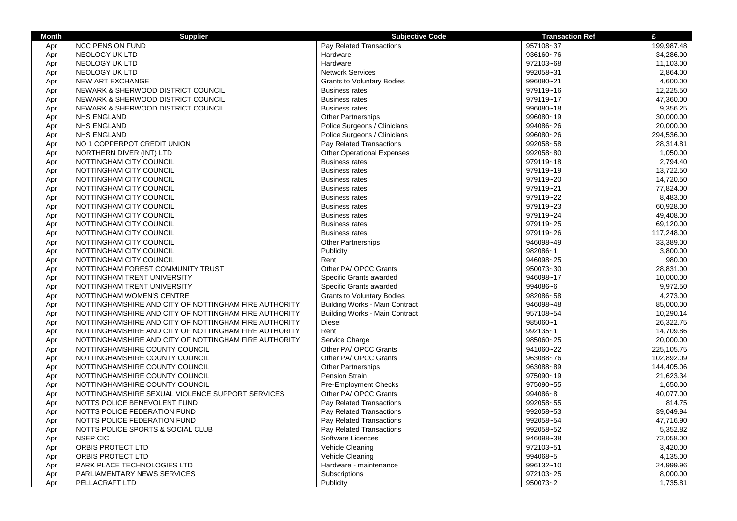| Month | Supplier | Subjective Code | Transaction Ref | £ |
|---|---|---|---|---|
| Apr | NCC PENSION FUND | Pay Related Transactions | 957108~37 | 199,987.48 |
| Apr | NEOLOGY UK LTD | Hardware | 936160~76 | 34,286.00 |
| Apr | NEOLOGY UK LTD | Hardware | 972103~68 | 11,103.00 |
| Apr | NEOLOGY UK LTD | Network Services | 992058~31 | 2,864.00 |
| Apr | NEW ART EXCHANGE | Grants to Voluntary Bodies | 996080~21 | 4,600.00 |
| Apr | NEWARK & SHERWOOD DISTRICT COUNCIL | Business rates | 979119~16 | 12,225.50 |
| Apr | NEWARK & SHERWOOD DISTRICT COUNCIL | Business rates | 979119~17 | 47,360.00 |
| Apr | NEWARK & SHERWOOD DISTRICT COUNCIL | Business rates | 996080~18 | 9,356.25 |
| Apr | NHS ENGLAND | Other Partnerships | 996080~19 | 30,000.00 |
| Apr | NHS ENGLAND | Police Surgeons / Clinicians | 994086~26 | 20,000.00 |
| Apr | NHS ENGLAND | Police Surgeons / Clinicians | 996080~26 | 294,536.00 |
| Apr | NO 1 COPPERPOT CREDIT UNION | Pay Related Transactions | 992058~58 | 28,314.81 |
| Apr | NORTHERN DIVER (INT) LTD | Other Operational Expenses | 992058~80 | 1,050.00 |
| Apr | NOTTINGHAM CITY COUNCIL | Business rates | 979119~18 | 2,794.40 |
| Apr | NOTTINGHAM CITY COUNCIL | Business rates | 979119~19 | 13,722.50 |
| Apr | NOTTINGHAM CITY COUNCIL | Business rates | 979119~20 | 14,720.50 |
| Apr | NOTTINGHAM CITY COUNCIL | Business rates | 979119~21 | 77,824.00 |
| Apr | NOTTINGHAM CITY COUNCIL | Business rates | 979119~22 | 8,483.00 |
| Apr | NOTTINGHAM CITY COUNCIL | Business rates | 979119~23 | 60,928.00 |
| Apr | NOTTINGHAM CITY COUNCIL | Business rates | 979119~24 | 49,408.00 |
| Apr | NOTTINGHAM CITY COUNCIL | Business rates | 979119~25 | 69,120.00 |
| Apr | NOTTINGHAM CITY COUNCIL | Business rates | 979119~26 | 117,248.00 |
| Apr | NOTTINGHAM CITY COUNCIL | Other Partnerships | 946098~49 | 33,389.00 |
| Apr | NOTTINGHAM CITY COUNCIL | Publicity | 982086~1 | 3,800.00 |
| Apr | NOTTINGHAM CITY COUNCIL | Rent | 946098~25 | 980.00 |
| Apr | NOTTINGHAM FOREST COMMUNITY TRUST | Other PA/ OPCC Grants | 950073~30 | 28,831.00 |
| Apr | NOTTINGHAM TRENT UNIVERSITY | Specific Grants awarded | 946098~17 | 10,000.00 |
| Apr | NOTTINGHAM TRENT UNIVERSITY | Specific Grants awarded | 994086~6 | 9,972.50 |
| Apr | NOTTINGHAM WOMEN'S CENTRE | Grants to Voluntary Bodies | 982086~58 | 4,273.00 |
| Apr | NOTTINGHAMSHIRE AND CITY OF NOTTINGHAM FIRE AUTHORITY | Building Works - Main Contract | 946098~48 | 85,000.00 |
| Apr | NOTTINGHAMSHIRE AND CITY OF NOTTINGHAM FIRE AUTHORITY | Building Works - Main Contract | 957108~54 | 10,290.14 |
| Apr | NOTTINGHAMSHIRE AND CITY OF NOTTINGHAM FIRE AUTHORITY | Diesel | 985060~1 | 26,322.75 |
| Apr | NOTTINGHAMSHIRE AND CITY OF NOTTINGHAM FIRE AUTHORITY | Rent | 992135~1 | 14,709.86 |
| Apr | NOTTINGHAMSHIRE AND CITY OF NOTTINGHAM FIRE AUTHORITY | Service Charge | 985060~25 | 20,000.00 |
| Apr | NOTTINGHAMSHIRE COUNTY COUNCIL | Other PA/ OPCC Grants | 941060~22 | 225,105.75 |
| Apr | NOTTINGHAMSHIRE COUNTY COUNCIL | Other PA/ OPCC Grants | 963088~76 | 102,892.09 |
| Apr | NOTTINGHAMSHIRE COUNTY COUNCIL | Other Partnerships | 963088~89 | 144,405.06 |
| Apr | NOTTINGHAMSHIRE COUNTY COUNCIL | Pension Strain | 975090~19 | 21,623.34 |
| Apr | NOTTINGHAMSHIRE COUNTY COUNCIL | Pre-Employment Checks | 975090~55 | 1,650.00 |
| Apr | NOTTINGHAMSHIRE SEXUAL VIOLENCE SUPPORT SERVICES | Other PA/ OPCC Grants | 994086~8 | 40,077.00 |
| Apr | NOTTS POLICE BENEVOLENT FUND | Pay Related Transactions | 992058~55 | 814.75 |
| Apr | NOTTS POLICE FEDERATION FUND | Pay Related Transactions | 992058~53 | 39,049.94 |
| Apr | NOTTS POLICE FEDERATION FUND | Pay Related Transactions | 992058~54 | 47,716.90 |
| Apr | NOTTS POLICE SPORTS & SOCIAL CLUB | Pay Related Transactions | 992058~52 | 5,352.82 |
| Apr | NSEP CIC | Software Licences | 946098~38 | 72,058.00 |
| Apr | ORBIS PROTECT LTD | Vehicle Cleaning | 972103~51 | 3,420.00 |
| Apr | ORBIS PROTECT LTD | Vehicle Cleaning | 994068~5 | 4,135.00 |
| Apr | PARK PLACE TECHNOLOGIES LTD | Hardware - maintenance | 996132~10 | 24,999.96 |
| Apr | PARLIAMENTARY NEWS SERVICES | Subscriptions | 972103~25 | 8,000.00 |
| Apr | PELLACRAFT LTD | Publicity | 950073~2 | 1,735.81 |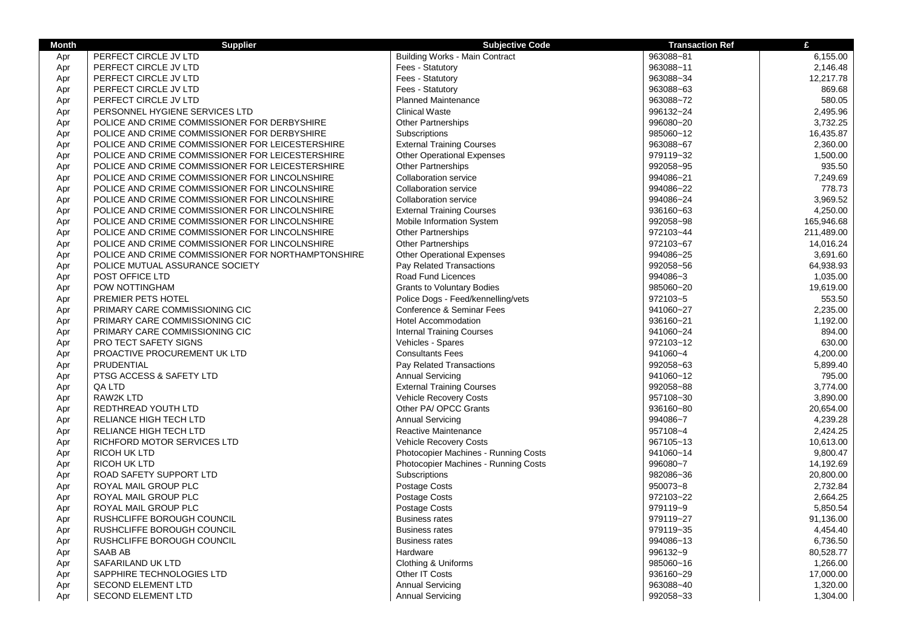| Month | Supplier | Subjective Code | Transaction Ref | £ |
|---|---|---|---|---|
| Apr | PERFECT CIRCLE JV LTD | Building Works - Main Contract | 963088~81 | 6,155.00 |
| Apr | PERFECT CIRCLE JV LTD | Fees - Statutory | 963088~11 | 2,146.48 |
| Apr | PERFECT CIRCLE JV LTD | Fees - Statutory | 963088~34 | 12,217.78 |
| Apr | PERFECT CIRCLE JV LTD | Fees - Statutory | 963088~63 | 869.68 |
| Apr | PERFECT CIRCLE JV LTD | Planned Maintenance | 963088~72 | 580.05 |
| Apr | PERSONNEL HYGIENE SERVICES LTD | Clinical Waste | 996132~24 | 2,495.96 |
| Apr | POLICE AND CRIME COMMISSIONER FOR DERBYSHIRE | Other Partnerships | 996080~20 | 3,732.25 |
| Apr | POLICE AND CRIME COMMISSIONER FOR DERBYSHIRE | Subscriptions | 985060~12 | 16,435.87 |
| Apr | POLICE AND CRIME COMMISSIONER FOR LEICESTERSHIRE | External Training Courses | 963088~67 | 2,360.00 |
| Apr | POLICE AND CRIME COMMISSIONER FOR LEICESTERSHIRE | Other Operational Expenses | 979119~32 | 1,500.00 |
| Apr | POLICE AND CRIME COMMISSIONER FOR LEICESTERSHIRE | Other Partnerships | 992058~95 | 935.50 |
| Apr | POLICE AND CRIME COMMISSIONER FOR LINCOLNSHIRE | Collaboration service | 994086~21 | 7,249.69 |
| Apr | POLICE AND CRIME COMMISSIONER FOR LINCOLNSHIRE | Collaboration service | 994086~22 | 778.73 |
| Apr | POLICE AND CRIME COMMISSIONER FOR LINCOLNSHIRE | Collaboration service | 994086~24 | 3,969.52 |
| Apr | POLICE AND CRIME COMMISSIONER FOR LINCOLNSHIRE | External Training Courses | 936160~63 | 4,250.00 |
| Apr | POLICE AND CRIME COMMISSIONER FOR LINCOLNSHIRE | Mobile Information System | 992058~98 | 165,946.68 |
| Apr | POLICE AND CRIME COMMISSIONER FOR LINCOLNSHIRE | Other Partnerships | 972103~44 | 211,489.00 |
| Apr | POLICE AND CRIME COMMISSIONER FOR LINCOLNSHIRE | Other Partnerships | 972103~67 | 14,016.24 |
| Apr | POLICE AND CRIME COMMISSIONER FOR NORTHAMPTONSHIRE | Other Operational Expenses | 994086~25 | 3,691.60 |
| Apr | POLICE MUTUAL ASSURANCE SOCIETY | Pay Related Transactions | 992058~56 | 64,938.93 |
| Apr | POST OFFICE LTD | Road Fund Licences | 994086~3 | 1,035.00 |
| Apr | POW NOTTINGHAM | Grants to Voluntary Bodies | 985060~20 | 19,619.00 |
| Apr | PREMIER PETS HOTEL | Police Dogs - Feed/kennelling/vets | 972103~5 | 553.50 |
| Apr | PRIMARY CARE COMMISSIONING CIC | Conference & Seminar Fees | 941060~27 | 2,235.00 |
| Apr | PRIMARY CARE COMMISSIONING CIC | Hotel Accommodation | 936160~21 | 1,192.00 |
| Apr | PRIMARY CARE COMMISSIONING CIC | Internal Training Courses | 941060~24 | 894.00 |
| Apr | PRO TECT SAFETY SIGNS | Vehicles - Spares | 972103~12 | 630.00 |
| Apr | PROACTIVE PROCUREMENT UK LTD | Consultants Fees | 941060~4 | 4,200.00 |
| Apr | PRUDENTIAL | Pay Related Transactions | 992058~63 | 5,899.40 |
| Apr | PTSG ACCESS & SAFETY LTD | Annual Servicing | 941060~12 | 795.00 |
| Apr | QA LTD | External Training Courses | 992058~88 | 3,774.00 |
| Apr | RAW2K LTD | Vehicle Recovery Costs | 957108~30 | 3,890.00 |
| Apr | REDTHREAD YOUTH LTD | Other PA/ OPCC Grants | 936160~80 | 20,654.00 |
| Apr | RELIANCE HIGH TECH LTD | Annual Servicing | 994086~7 | 4,239.28 |
| Apr | RELIANCE HIGH TECH LTD | Reactive Maintenance | 957108~4 | 2,424.25 |
| Apr | RICHFORD MOTOR SERVICES LTD | Vehicle Recovery Costs | 967105~13 | 10,613.00 |
| Apr | RICOH UK LTD | Photocopier Machines - Running Costs | 941060~14 | 9,800.47 |
| Apr | RICOH UK LTD | Photocopier Machines - Running Costs | 996080~7 | 14,192.69 |
| Apr | ROAD SAFETY SUPPORT LTD | Subscriptions | 982086~36 | 20,800.00 |
| Apr | ROYAL MAIL GROUP PLC | Postage Costs | 950073~8 | 2,732.84 |
| Apr | ROYAL MAIL GROUP PLC | Postage Costs | 972103~22 | 2,664.25 |
| Apr | ROYAL MAIL GROUP PLC | Postage Costs | 979119~9 | 5,850.54 |
| Apr | RUSHCLIFFE BOROUGH COUNCIL | Business rates | 979119~27 | 91,136.00 |
| Apr | RUSHCLIFFE BOROUGH COUNCIL | Business rates | 979119~35 | 4,454.40 |
| Apr | RUSHCLIFFE BOROUGH COUNCIL | Business rates | 994086~13 | 6,736.50 |
| Apr | SAAB AB | Hardware | 996132~9 | 80,528.77 |
| Apr | SAFARILAND UK LTD | Clothing & Uniforms | 985060~16 | 1,266.00 |
| Apr | SAPPHIRE TECHNOLOGIES LTD | Other IT Costs | 936160~29 | 17,000.00 |
| Apr | SECOND ELEMENT LTD | Annual Servicing | 963088~40 | 1,320.00 |
| Apr | SECOND ELEMENT LTD | Annual Servicing | 992058~33 | 1,304.00 |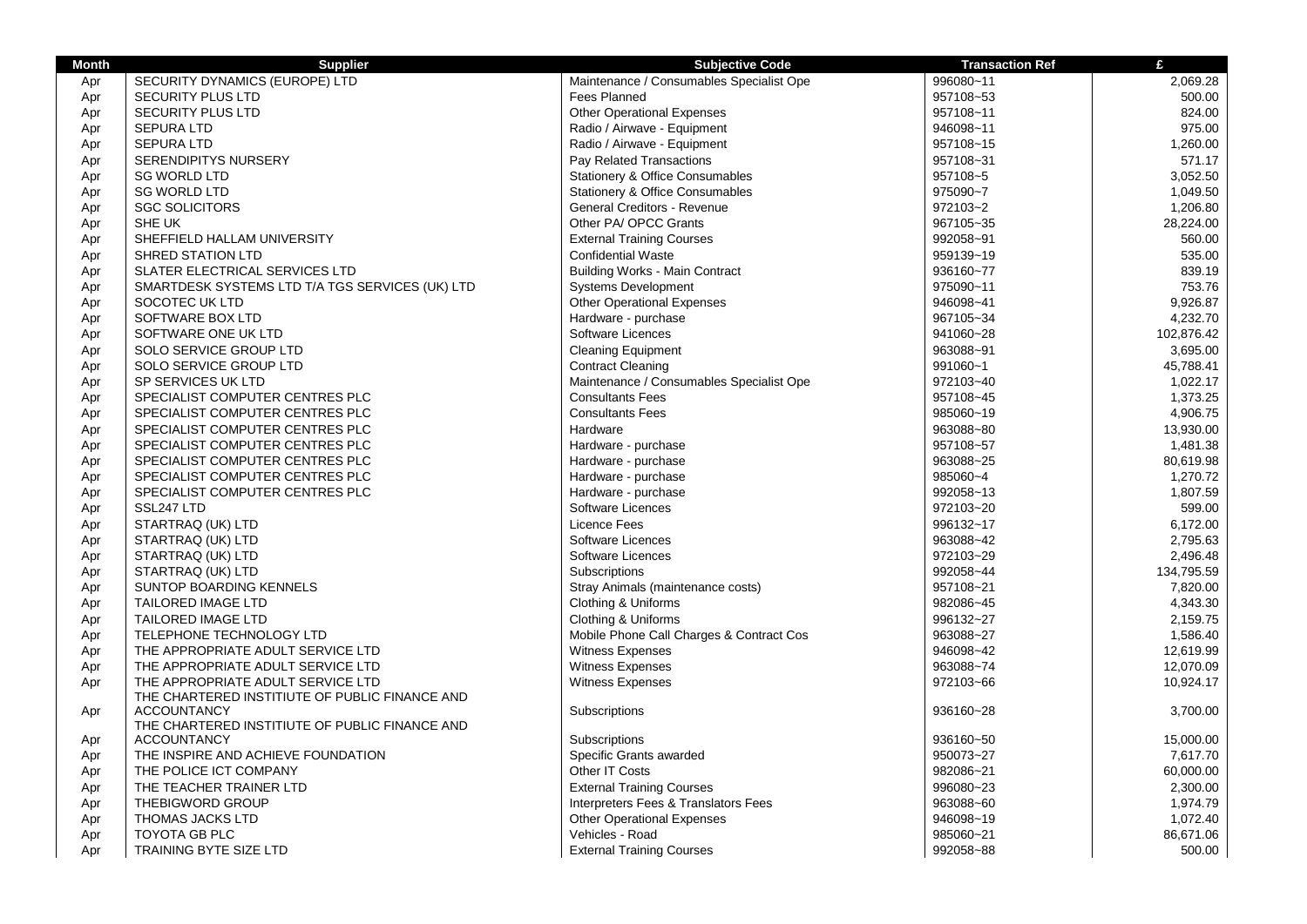| Month | Supplier | Subjective Code | Transaction Ref | £ |
|---|---|---|---|---|
| Apr | SECURITY DYNAMICS (EUROPE) LTD | Maintenance / Consumables Specialist Ope | 996080~11 | 2,069.28 |
| Apr | SECURITY PLUS LTD | Fees Planned | 957108~53 | 500.00 |
| Apr | SECURITY PLUS LTD | Other Operational Expenses | 957108~11 | 824.00 |
| Apr | SEPURA LTD | Radio / Airwave - Equipment | 946098~11 | 975.00 |
| Apr | SEPURA LTD | Radio / Airwave - Equipment | 957108~15 | 1,260.00 |
| Apr | SERENDIPITYS NURSERY | Pay Related Transactions | 957108~31 | 571.17 |
| Apr | SG WORLD LTD | Stationery & Office Consumables | 957108~5 | 3,052.50 |
| Apr | SG WORLD LTD | Stationery & Office Consumables | 975090~7 | 1,049.50 |
| Apr | SGC SOLICITORS | General Creditors - Revenue | 972103~2 | 1,206.80 |
| Apr | SHE UK | Other PA/ OPCC Grants | 967105~35 | 28,224.00 |
| Apr | SHEFFIELD HALLAM UNIVERSITY | External Training Courses | 992058~91 | 560.00 |
| Apr | SHRED STATION LTD | Confidential Waste | 959139~19 | 535.00 |
| Apr | SLATER ELECTRICAL SERVICES LTD | Building Works - Main Contract | 936160~77 | 839.19 |
| Apr | SMARTDESK SYSTEMS LTD T/A TGS SERVICES (UK) LTD | Systems Development | 975090~11 | 753.76 |
| Apr | SOCOTEC UK LTD | Other Operational Expenses | 946098~41 | 9,926.87 |
| Apr | SOFTWARE BOX LTD | Hardware - purchase | 967105~34 | 4,232.70 |
| Apr | SOFTWARE ONE UK LTD | Software Licences | 941060~28 | 102,876.42 |
| Apr | SOLO SERVICE GROUP LTD | Cleaning Equipment | 963088~91 | 3,695.00 |
| Apr | SOLO SERVICE GROUP LTD | Contract Cleaning | 991060~1 | 45,788.41 |
| Apr | SP SERVICES UK LTD | Maintenance / Consumables Specialist Ope | 972103~40 | 1,022.17 |
| Apr | SPECIALIST COMPUTER CENTRES PLC | Consultants Fees | 957108~45 | 1,373.25 |
| Apr | SPECIALIST COMPUTER CENTRES PLC | Consultants Fees | 985060~19 | 4,906.75 |
| Apr | SPECIALIST COMPUTER CENTRES PLC | Hardware | 963088~80 | 13,930.00 |
| Apr | SPECIALIST COMPUTER CENTRES PLC | Hardware - purchase | 957108~57 | 1,481.38 |
| Apr | SPECIALIST COMPUTER CENTRES PLC | Hardware - purchase | 963088~25 | 80,619.98 |
| Apr | SPECIALIST COMPUTER CENTRES PLC | Hardware - purchase | 985060~4 | 1,270.72 |
| Apr | SPECIALIST COMPUTER CENTRES PLC | Hardware - purchase | 992058~13 | 1,807.59 |
| Apr | SSL247 LTD | Software Licences | 972103~20 | 599.00 |
| Apr | STARTRAQ (UK) LTD | Licence Fees | 996132~17 | 6,172.00 |
| Apr | STARTRAQ (UK) LTD | Software Licences | 963088~42 | 2,795.63 |
| Apr | STARTRAQ (UK) LTD | Software Licences | 972103~29 | 2,496.48 |
| Apr | STARTRAQ (UK) LTD | Subscriptions | 992058~44 | 134,795.59 |
| Apr | SUNTOP BOARDING KENNELS | Stray Animals (maintenance costs) | 957108~21 | 7,820.00 |
| Apr | TAILORED IMAGE LTD | Clothing & Uniforms | 982086~45 | 4,343.30 |
| Apr | TAILORED IMAGE LTD | Clothing & Uniforms | 996132~27 | 2,159.75 |
| Apr | TELEPHONE TECHNOLOGY LTD | Mobile Phone Call Charges & Contract Cos | 963088~27 | 1,586.40 |
| Apr | THE APPROPRIATE ADULT SERVICE LTD | Witness Expenses | 946098~42 | 12,619.99 |
| Apr | THE APPROPRIATE ADULT SERVICE LTD | Witness Expenses | 963088~74 | 12,070.09 |
| Apr | THE APPROPRIATE ADULT SERVICE LTD | Witness Expenses | 972103~66 | 10,924.17 |
| Apr | THE CHARTERED INSTITIUTE OF PUBLIC FINANCE AND ACCOUNTANCY | Subscriptions | 936160~28 | 3,700.00 |
| Apr | THE CHARTERED INSTITIUTE OF PUBLIC FINANCE AND ACCOUNTANCY | Subscriptions | 936160~50 | 15,000.00 |
| Apr | THE INSPIRE AND ACHIEVE FOUNDATION | Specific Grants awarded | 950073~27 | 7,617.70 |
| Apr | THE POLICE ICT COMPANY | Other IT Costs | 982086~21 | 60,000.00 |
| Apr | THE TEACHER TRAINER LTD | External Training Courses | 996080~23 | 2,300.00 |
| Apr | THEBIGWORD GROUP | Interpreters Fees & Translators Fees | 963088~60 | 1,974.79 |
| Apr | THOMAS JACKS LTD | Other Operational Expenses | 946098~19 | 1,072.40 |
| Apr | TOYOTA GB PLC | Vehicles - Road | 985060~21 | 86,671.06 |
| Apr | TRAINING BYTE SIZE LTD | External Training Courses | 992058~88 | 500.00 |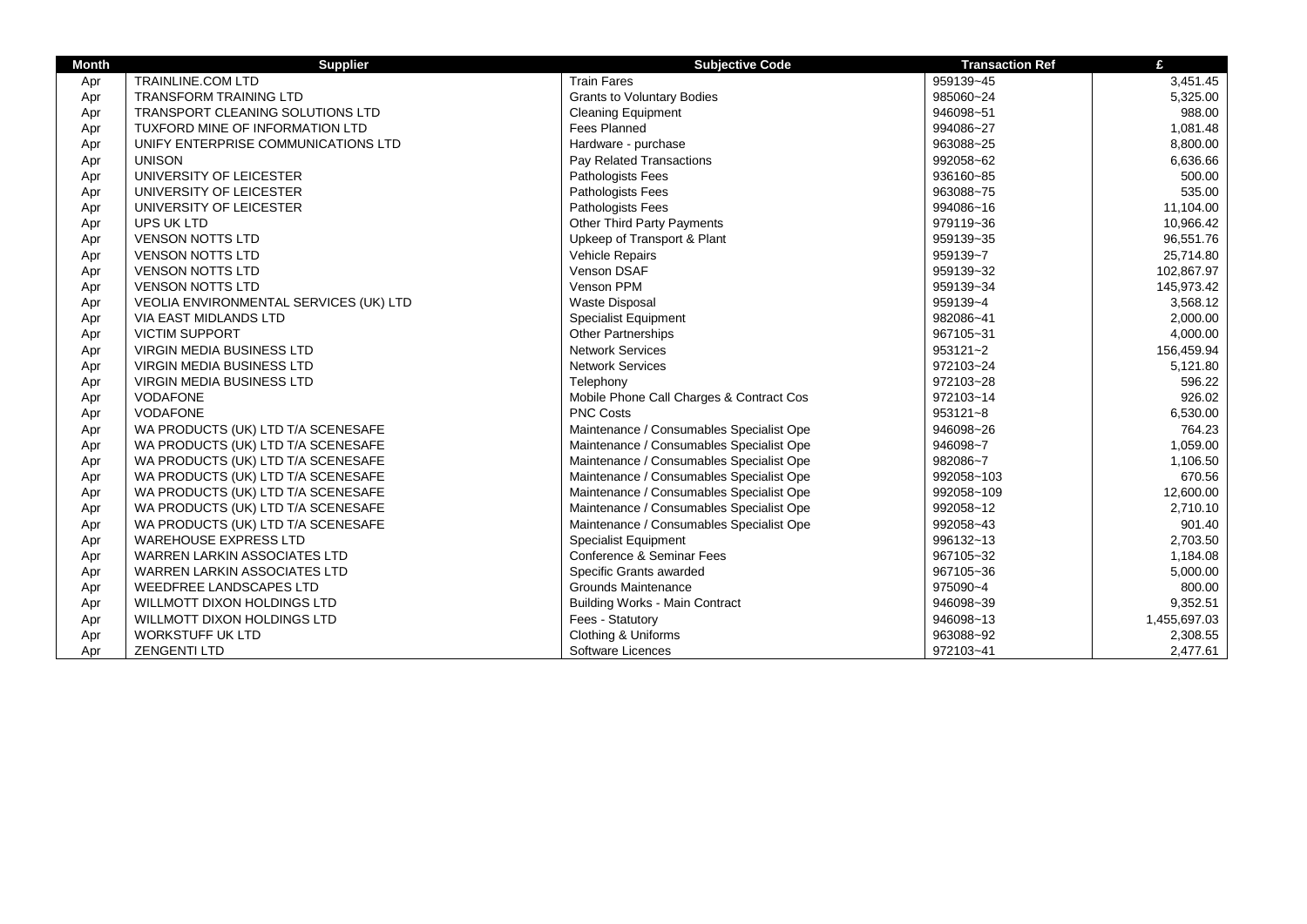| Month | Supplier | Subjective Code | Transaction Ref | £ |
|---|---|---|---|---|
| Apr | TRAINLINE.COM LTD | Train Fares | 959139~45 | 3,451.45 |
| Apr | TRANSFORM TRAINING LTD | Grants to Voluntary Bodies | 985060~24 | 5,325.00 |
| Apr | TRANSPORT CLEANING SOLUTIONS LTD | Cleaning Equipment | 946098~51 | 988.00 |
| Apr | TUXFORD MINE OF INFORMATION LTD | Fees Planned | 994086~27 | 1,081.48 |
| Apr | UNIFY ENTERPRISE COMMUNICATIONS LTD | Hardware - purchase | 963088~25 | 8,800.00 |
| Apr | UNISON | Pay Related Transactions | 992058~62 | 6,636.66 |
| Apr | UNIVERSITY OF LEICESTER | Pathologists Fees | 936160~85 | 500.00 |
| Apr | UNIVERSITY OF LEICESTER | Pathologists Fees | 963088~75 | 535.00 |
| Apr | UNIVERSITY OF LEICESTER | Pathologists Fees | 994086~16 | 11,104.00 |
| Apr | UPS UK LTD | Other Third Party Payments | 979119~36 | 10,966.42 |
| Apr | VENSON NOTTS LTD | Upkeep of Transport & Plant | 959139~35 | 96,551.76 |
| Apr | VENSON NOTTS LTD | Vehicle Repairs | 959139~7 | 25,714.80 |
| Apr | VENSON NOTTS LTD | Venson DSAF | 959139~32 | 102,867.97 |
| Apr | VENSON NOTTS LTD | Venson PPM | 959139~34 | 145,973.42 |
| Apr | VEOLIA ENVIRONMENTAL SERVICES (UK) LTD | Waste Disposal | 959139~4 | 3,568.12 |
| Apr | VIA EAST MIDLANDS LTD | Specialist Equipment | 982086~41 | 2,000.00 |
| Apr | VICTIM SUPPORT | Other Partnerships | 967105~31 | 4,000.00 |
| Apr | VIRGIN MEDIA BUSINESS LTD | Network Services | 953121~2 | 156,459.94 |
| Apr | VIRGIN MEDIA BUSINESS LTD | Network Services | 972103~24 | 5,121.80 |
| Apr | VIRGIN MEDIA BUSINESS LTD | Telephony | 972103~28 | 596.22 |
| Apr | VODAFONE | Mobile Phone Call Charges & Contract Cos | 972103~14 | 926.02 |
| Apr | VODAFONE | PNC Costs | 953121~8 | 6,530.00 |
| Apr | WA PRODUCTS (UK) LTD T/A SCENESAFE | Maintenance / Consumables Specialist Ope | 946098~26 | 764.23 |
| Apr | WA PRODUCTS (UK) LTD T/A SCENESAFE | Maintenance / Consumables Specialist Ope | 946098~7 | 1,059.00 |
| Apr | WA PRODUCTS (UK) LTD T/A SCENESAFE | Maintenance / Consumables Specialist Ope | 982086~7 | 1,106.50 |
| Apr | WA PRODUCTS (UK) LTD T/A SCENESAFE | Maintenance / Consumables Specialist Ope | 992058~103 | 670.56 |
| Apr | WA PRODUCTS (UK) LTD T/A SCENESAFE | Maintenance / Consumables Specialist Ope | 992058~109 | 12,600.00 |
| Apr | WA PRODUCTS (UK) LTD T/A SCENESAFE | Maintenance / Consumables Specialist Ope | 992058~12 | 2,710.10 |
| Apr | WA PRODUCTS (UK) LTD T/A SCENESAFE | Maintenance / Consumables Specialist Ope | 992058~43 | 901.40 |
| Apr | WAREHOUSE EXPRESS LTD | Specialist Equipment | 996132~13 | 2,703.50 |
| Apr | WARREN LARKIN ASSOCIATES LTD | Conference & Seminar Fees | 967105~32 | 1,184.08 |
| Apr | WARREN LARKIN ASSOCIATES LTD | Specific Grants awarded | 967105~36 | 5,000.00 |
| Apr | WEEDFREE LANDSCAPES LTD | Grounds Maintenance | 975090~4 | 800.00 |
| Apr | WILLMOTT DIXON HOLDINGS LTD | Building Works - Main Contract | 946098~39 | 9,352.51 |
| Apr | WILLMOTT DIXON HOLDINGS LTD | Fees - Statutory | 946098~13 | 1,455,697.03 |
| Apr | WORKSTUFF UK LTD | Clothing & Uniforms | 963088~92 | 2,308.55 |
| Apr | ZENGENTI LTD | Software Licences | 972103~41 | 2,477.61 |